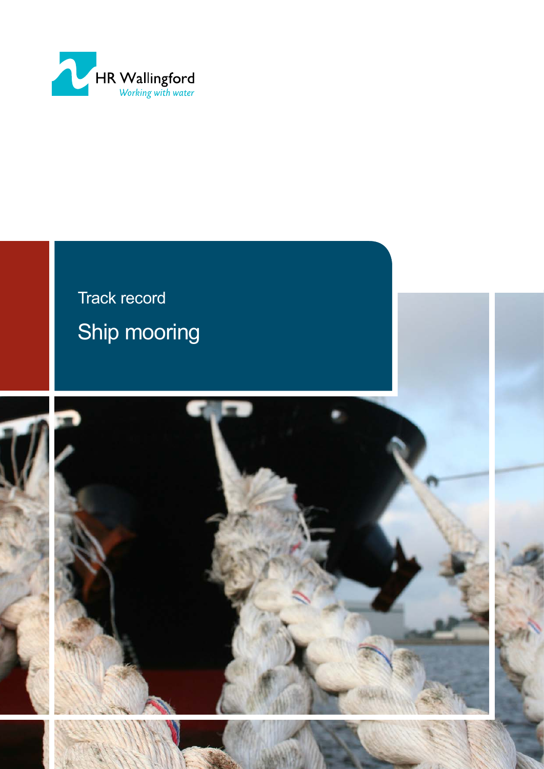HR Wallingford

*Working with water*

Track record

# Ship mooring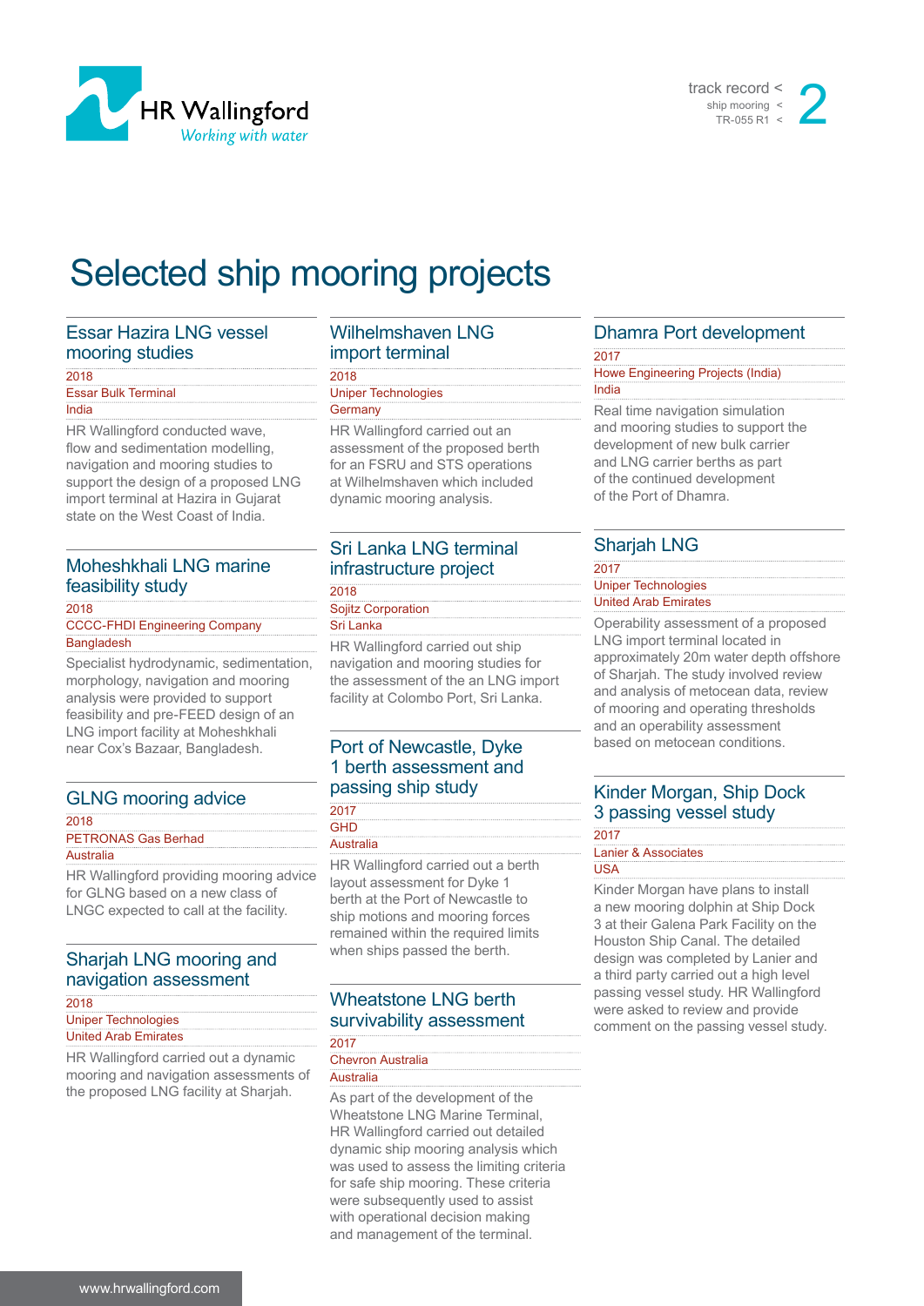# Selected ship mooring projects

## Essar Hazira LNG vessel mooring studies

2018
Essar Bulk Terminal
India

HR Wallingford conducted wave, flow and sedimentation modelling, navigation and mooring studies to support the design of a proposed LNG import terminal at Hazira in Gujarat state on the West Coast of India.

## Moheshkhali LNG marine feasibility study

2018
CCCC-FHDI Engineering Company
Bangladesh

Specialist hydrodynamic, sedimentation, morphology, navigation and mooring analysis were provided to support feasibility and pre-FEED design of an LNG import facility at Moheshkhali near Cox's Bazaar, Bangladesh.

## GLNG mooring advice

2018
PETRONAS Gas Berhad
Australia

HR Wallingford providing mooring advice for GLNG based on a new class of LNGC expected to call at the facility.

## Sharjah LNG mooring and navigation assessment

2018
Uniper Technologies
United Arab Emirates

HR Wallingford carried out a dynamic mooring and navigation assessments of the proposed LNG facility at Sharjah.

## Wilhelmshaven LNG import terminal

2018
Uniper Technologies
Germany

HR Wallingford carried out an assessment of the proposed berth for an FSRU and STS operations at Wilhelmshaven which included dynamic mooring analysis.

## Sri Lanka LNG terminal infrastructure project

2018
Sojitz Corporation
Sri Lanka

HR Wallingford carried out ship navigation and mooring studies for the assessment of the an LNG import facility at Colombo Port, Sri Lanka.

## Port of Newcastle, Dyke 1 berth assessment and passing ship study

2017
GHD
Australia

HR Wallingford carried out a berth layout assessment for Dyke 1 berth at the Port of Newcastle to ship motions and mooring forces remained within the required limits when ships passed the berth.

## Wheatstone LNG berth survivability assessment

2017
Chevron Australia
Australia

As part of the development of the Wheatstone LNG Marine Terminal, HR Wallingford carried out detailed dynamic ship mooring analysis which was used to assess the limiting criteria for safe ship mooring. These criteria were subsequently used to assist with operational decision making and management of the terminal.

## Dhamra Port development

2017
Howe Engineering Projects (India)
India

Real time navigation simulation and mooring studies to support the development of new bulk carrier and LNG carrier berths as part of the continued development of the Port of Dhamra.

## Sharjah LNG

2017
Uniper Technologies
United Arab Emirates

Operability assessment of a proposed LNG import terminal located in approximately 20m water depth offshore of Sharjah. The study involved review and analysis of metocean data, review of mooring and operating thresholds and an operability assessment based on metocean conditions.

## Kinder Morgan, Ship Dock 3 passing vessel study

2017
Lanier & Associates
USA

Kinder Morgan have plans to install a new mooring dolphin at Ship Dock 3 at their Galena Park Facility on the Houston Ship Canal. The detailed design was completed by Lanier and a third party carried out a high level passing vessel study. HR Wallingford were asked to review and provide comment on the passing vessel study.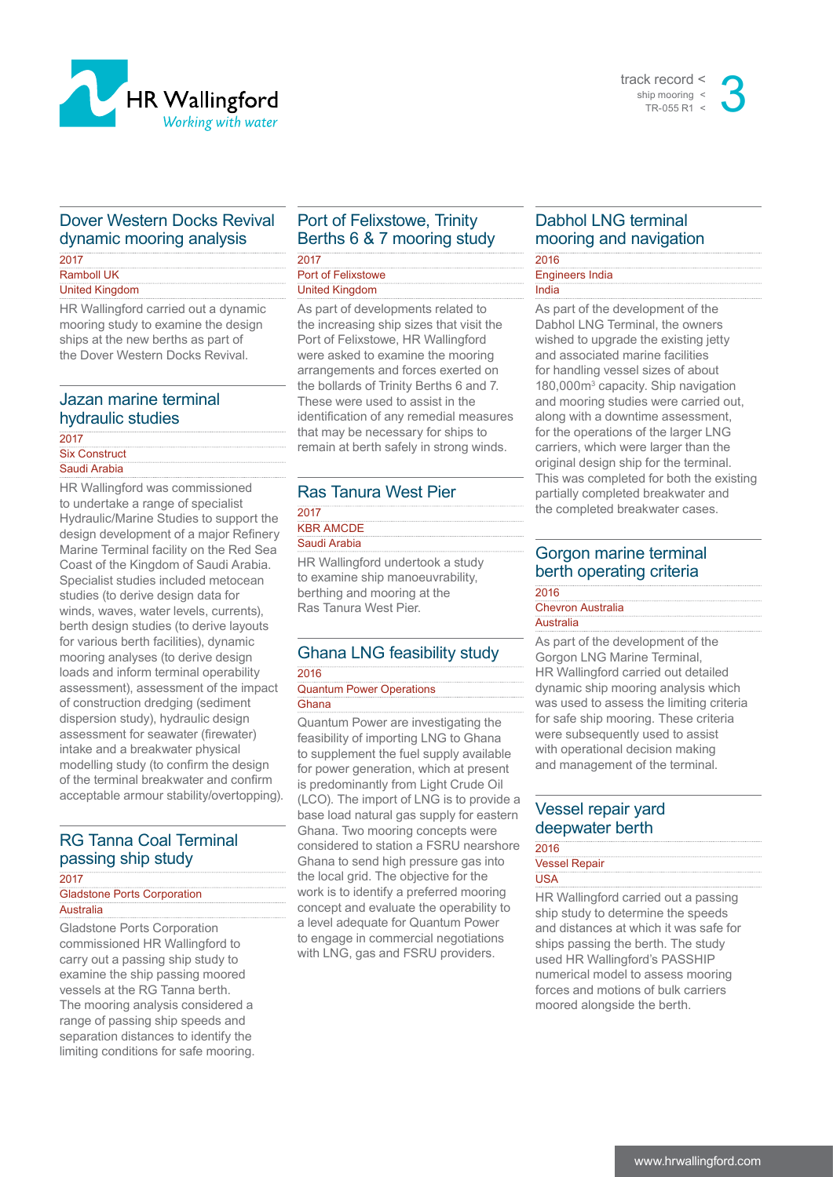## Dover Western Docks Revival dynamic mooring analysis

2017
Ramboll UK
United Kingdom

HR Wallingford carried out a dynamic mooring study to examine the design ships at the new berths as part of the Dover Western Docks Revival.

## Jazan marine terminal hydraulic studies

2017
Six Construct
Saudi Arabia

HR Wallingford was commissioned to undertake a range of specialist Hydraulic/Marine Studies to support the design development of a major Refinery Marine Terminal facility on the Red Sea Coast of the Kingdom of Saudi Arabia. Specialist studies included metocean studies (to derive design data for winds, waves, water levels, currents), berth design studies (to derive layouts for various berth facilities), dynamic mooring analyses (to derive design loads and inform terminal operability assessment), assessment of the impact of construction dredging (sediment dispersion study), hydraulic design assessment for seawater (firewater) intake and a breakwater physical modelling study (to confirm the design of the terminal breakwater and confirm acceptable armour stability/overtopping).

## RG Tanna Coal Terminal passing ship study

2017
Gladstone Ports Corporation
Australia

Gladstone Ports Corporation commissioned HR Wallingford to carry out a passing ship study to examine the ship passing moored vessels at the RG Tanna berth. The mooring analysis considered a range of passing ship speeds and separation distances to identify the limiting conditions for safe mooring.

## Port of Felixstowe, Trinity Berths 6 & 7 mooring study

2017
Port of Felixstowe
United Kingdom

As part of developments related to the increasing ship sizes that visit the Port of Felixstowe, HR Wallingford were asked to examine the mooring arrangements and forces exerted on the bollards of Trinity Berths 6 and 7. These were used to assist in the identification of any remedial measures that may be necessary for ships to remain at berth safely in strong winds.

## Ras Tanura West Pier

2017
KBR AMCDE
Saudi Arabia

HR Wallingford undertook a study to examine ship manoeuvrability, berthing and mooring at the Ras Tanura West Pier.

## Ghana LNG feasibility study

2016
Quantum Power Operations
Ghana

Quantum Power are investigating the feasibility of importing LNG to Ghana to supplement the fuel supply available for power generation, which at present is predominantly from Light Crude Oil (LCO). The import of LNG is to provide a base load natural gas supply for eastern Ghana. Two mooring concepts were considered to station a FSRU nearshore Ghana to send high pressure gas into the local grid. The objective for the work is to identify a preferred mooring concept and evaluate the operability to a level adequate for Quantum Power to engage in commercial negotiations with LNG, gas and FSRU providers.

## Dabhol LNG terminal mooring and navigation

2016
Engineers India
India

As part of the development of the Dabhol LNG Terminal, the owners wished to upgrade the existing jetty and associated marine facilities for handling vessel sizes of about 180,000m$^3$ capacity. Ship navigation and mooring studies were carried out, along with a downtime assessment, for the operations of the larger LNG carriers, which were larger than the original design ship for the terminal. This was completed for both the existing partially completed breakwater and the completed breakwater cases.

## Gorgon marine terminal berth operating criteria

2016
Chevron Australia
Australia

As part of the development of the Gorgon LNG Marine Terminal, HR Wallingford carried out detailed dynamic ship mooring analysis which was used to assess the limiting criteria for safe ship mooring. These criteria were subsequently used to assist with operational decision making and management of the terminal.

## Vessel repair yard deepwater berth

2016
Vessel Repair
USA

HR Wallingford carried out a passing ship study to determine the speeds and distances at which it was safe for ships passing the berth. The study used HR Wallingford's PASSHIP numerical model to assess mooring forces and motions of bulk carriers moored alongside the berth.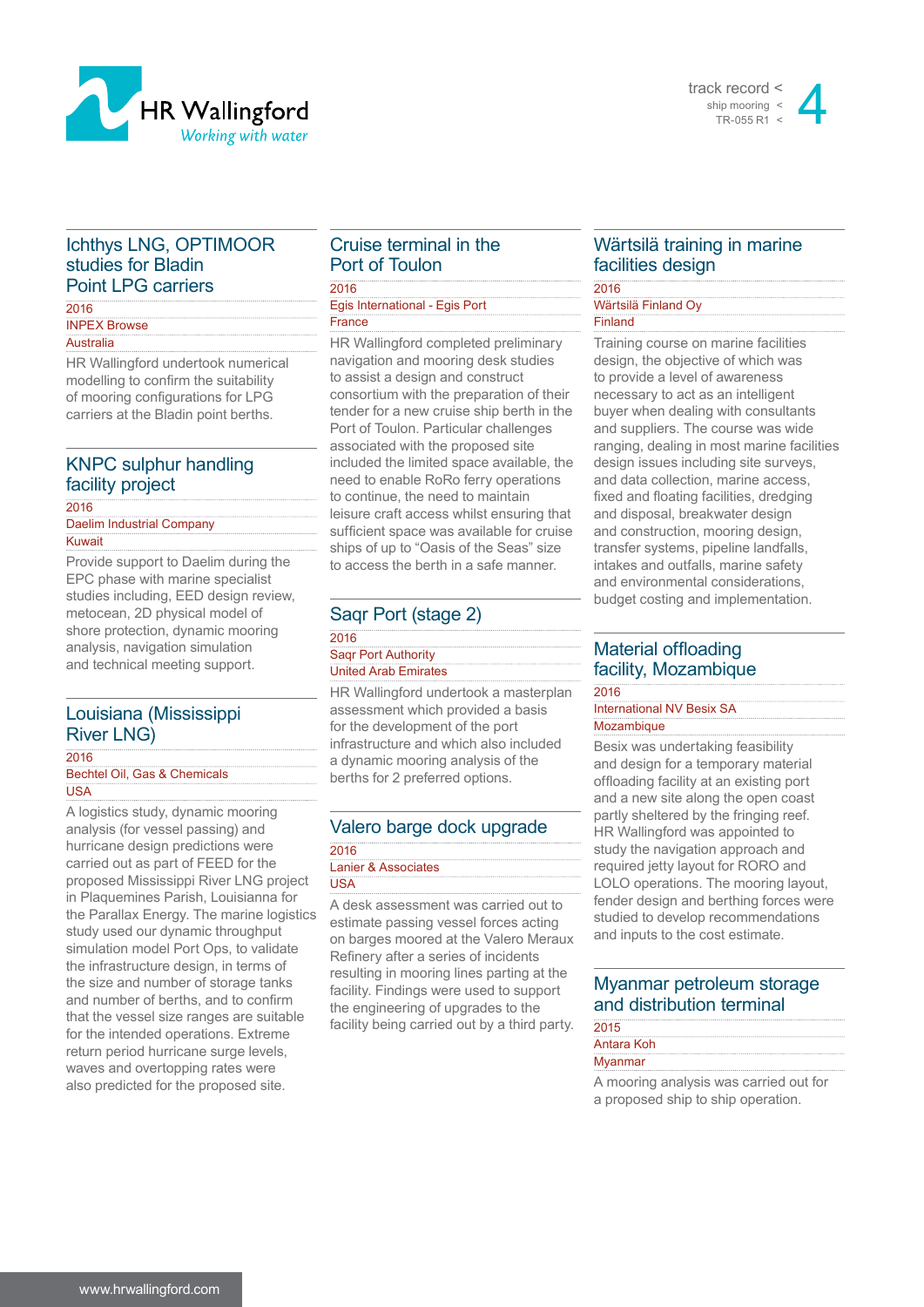## Ichthys LNG, OPTIMOOR studies for Bladin Point LPG carriers

2016

INPEX Browse

Australia

HR Wallingford undertook numerical modelling to confirm the suitability of mooring configurations for LPG carriers at the Bladin point berths.

## KNPC sulphur handling facility project

2016

Daelim Industrial Company

Kuwait

Provide support to Daelim during the EPC phase with marine specialist studies including, EED design review, metocean, 2D physical model of shore protection, dynamic mooring analysis, navigation simulation and technical meeting support.

## Louisiana (Mississippi River LNG)

2016

Bechtel Oil, Gas & Chemicals

USA

A logistics study, dynamic mooring analysis (for vessel passing) and hurricane design predictions were carried out as part of FEED for the proposed Mississippi River LNG project in Plaquemines Parish, Louisianna for the Parallax Energy. The marine logistics study used our dynamic throughput simulation model Port Ops, to validate the infrastructure design, in terms of the size and number of storage tanks and number of berths, and to confirm that the vessel size ranges are suitable for the intended operations. Extreme return period hurricane surge levels, waves and overtopping rates were also predicted for the proposed site.

## Cruise terminal in the Port of Toulon

2016

Egis International - Egis Port

France

HR Wallingford completed preliminary navigation and mooring desk studies to assist a design and construct consortium with the preparation of their tender for a new cruise ship berth in the Port of Toulon. Particular challenges associated with the proposed site included the limited space available, the need to enable RoRo ferry operations to continue, the need to maintain leisure craft access whilst ensuring that sufficient space was available for cruise ships of up to “Oasis of the Seas” size to access the berth in a safe manner.

## Saqr Port (stage 2)

2016

Saqr Port Authority

United Arab Emirates

HR Wallingford undertook a masterplan assessment which provided a basis for the development of the port infrastructure and which also included a dynamic mooring analysis of the berths for 2 preferred options.

## Valero barge dock upgrade

2016

Lanier & Associates

USA

A desk assessment was carried out to estimate passing vessel forces acting on barges moored at the Valero Meraux Refinery after a series of incidents resulting in mooring lines parting at the facility. Findings were used to support the engineering of upgrades to the facility being carried out by a third party.

## Wärtsilä training in marine facilities design

2016

Wärtsilä Finland Oy

Finland

Training course on marine facilities design, the objective of which was to provide a level of awareness necessary to act as an intelligent buyer when dealing with consultants and suppliers. The course was wide ranging, dealing in most marine facilities design issues including site surveys, and data collection, marine access, fixed and floating facilities, dredging and disposal, breakwater design and construction, mooring design, transfer systems, pipeline landfalls, intakes and outfalls, marine safety and environmental considerations, budget costing and implementation.

## Material offloading facility, Mozambique

2016

International NV Besix SA

Mozambique

Besix was undertaking feasibility and design for a temporary material offloading facility at an existing port and a new site along the open coast partly sheltered by the fringing reef. HR Wallingford was appointed to study the navigation approach and required jetty layout for RORO and LOLO operations. The mooring layout, fender design and berthing forces were studied to develop recommendations and inputs to the cost estimate.

## Myanmar petroleum storage and distribution terminal

2015

Antara Koh

Myanmar

A mooring analysis was carried out for a proposed ship to ship operation.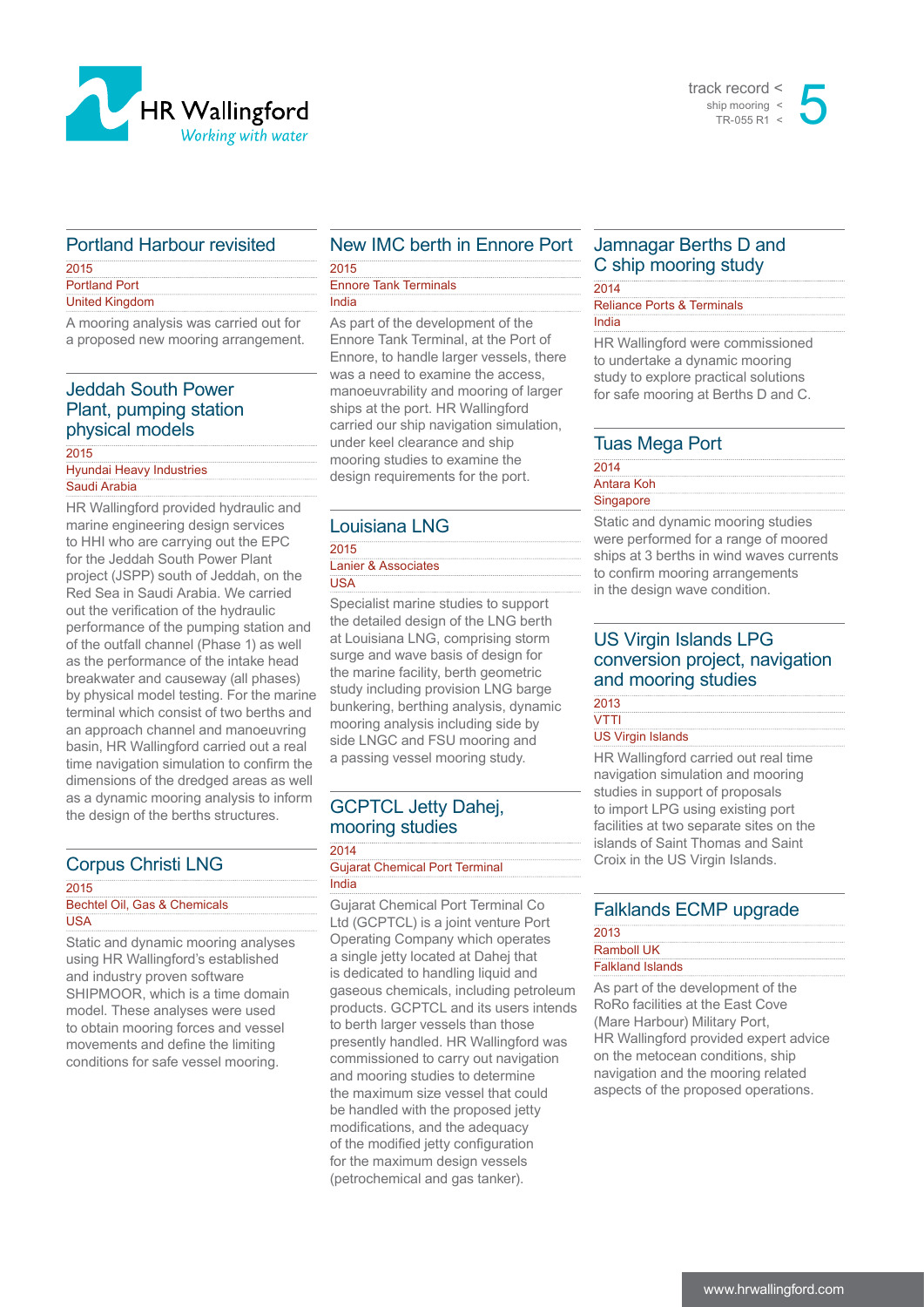## Portland Harbour revisited

2015

Portland Port

United Kingdom

A mooring analysis was carried out for a proposed new mooring arrangement.

## Jeddah South Power Plant, pumping station physical models

2015

Hyundai Heavy Industries

Saudi Arabia

HR Wallingford provided hydraulic and marine engineering design services to HHI who are carrying out the EPC for the Jeddah South Power Plant project (JSPP) south of Jeddah, on the Red Sea in Saudi Arabia. We carried out the verification of the hydraulic performance of the pumping station and of the outfall channel (Phase 1) as well as the performance of the intake head breakwater and causeway (all phases) by physical model testing. For the marine terminal which consist of two berths and an approach channel and manoeuvring basin, HR Wallingford carried out a real time navigation simulation to confirm the dimensions of the dredged areas as well as a dynamic mooring analysis to inform the design of the berths structures.

## Corpus Christi LNG

2015

Bechtel Oil, Gas & Chemicals

USA

Static and dynamic mooring analyses using HR Wallingford's established and industry proven software SHIPMOOR, which is a time domain model. These analyses were used to obtain mooring forces and vessel movements and define the limiting conditions for safe vessel mooring.

## New IMC berth in Ennore Port

2015

Ennore Tank Terminals

India

As part of the development of the Ennore Tank Terminal, at the Port of Ennore, to handle larger vessels, there was a need to examine the access, manoeuvrability and mooring of larger ships at the port. HR Wallingford carried our ship navigation simulation, under keel clearance and ship mooring studies to examine the design requirements for the port.

## Louisiana LNG

2015

Lanier & Associates

USA

Specialist marine studies to support the detailed design of the LNG berth at Louisiana LNG, comprising storm surge and wave basis of design for the marine facility, berth geometric study including provision LNG barge bunkering, berthing analysis, dynamic mooring analysis including side by side LNGC and FSU mooring and a passing vessel mooring study.

## GCPTCL Jetty Dahej, mooring studies

2014

Gujarat Chemical Port Terminal

India

Gujarat Chemical Port Terminal Co Ltd (GCPTCL) is a joint venture Port Operating Company which operates a single jetty located at Dahej that is dedicated to handling liquid and gaseous chemicals, including petroleum products. GCPTCL and its users intends to berth larger vessels than those presently handled. HR Wallingford was commissioned to carry out navigation and mooring studies to determine the maximum size vessel that could be handled with the proposed jetty modifications, and the adequacy of the modified jetty configuration for the maximum design vessels (petrochemical and gas tanker).

## Jamnagar Berths D and C ship mooring study

2014

Reliance Ports & Terminals

India

HR Wallingford were commissioned to undertake a dynamic mooring study to explore practical solutions for safe mooring at Berths D and C.

## Tuas Mega Port

2014

Antara Koh

Singapore

Static and dynamic mooring studies were performed for a range of moored ships at 3 berths in wind waves currents to confirm mooring arrangements in the design wave condition.

## US Virgin Islands LPG conversion project, navigation and mooring studies

2013

VTTI

US Virgin Islands

HR Wallingford carried out real time navigation simulation and mooring studies in support of proposals to import LPG using existing port facilities at two separate sites on the islands of Saint Thomas and Saint Croix in the US Virgin Islands.

## Falklands ECMP upgrade

2013

Ramboll UK

Falkland Islands

As part of the development of the RoRo facilities at the East Cove (Mare Harbour) Military Port, HR Wallingford provided expert advice on the metocean conditions, ship navigation and the mooring related aspects of the proposed operations.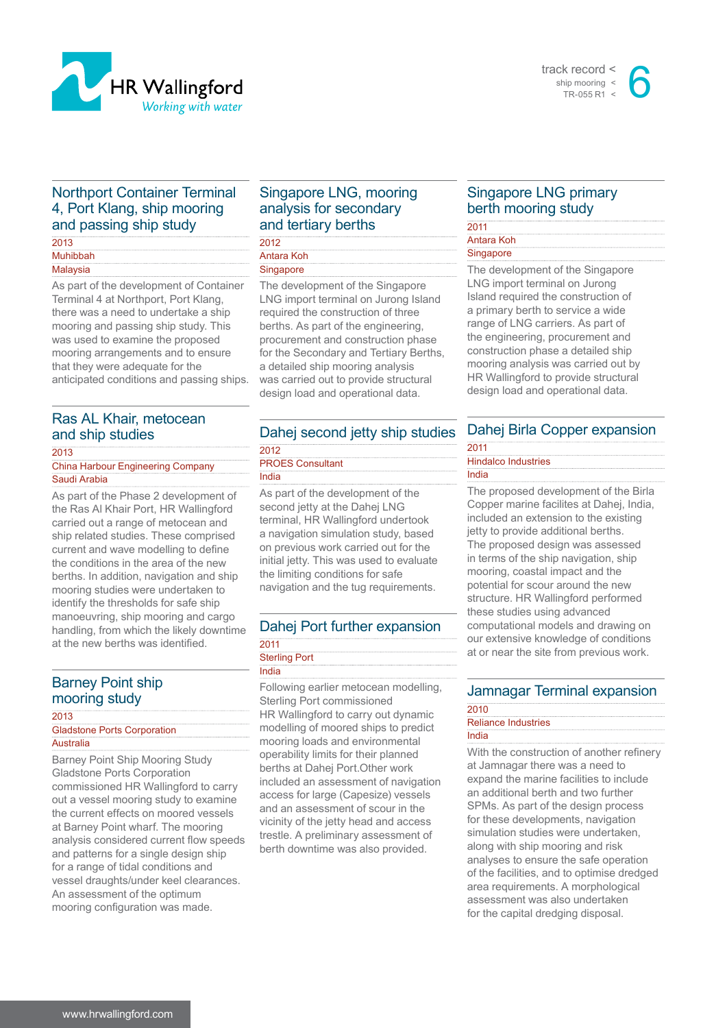## Northport Container Terminal 4, Port Klang, ship mooring and passing ship study

2013

Muhibbah

Malaysia

As part of the development of Container Terminal 4 at Northport, Port Klang, there was a need to undertake a ship mooring and passing ship study. This was used to examine the proposed mooring arrangements and to ensure that they were adequate for the anticipated conditions and passing ships.

## Ras AL Khair, metocean and ship studies

2013

China Harbour Engineering Company

Saudi Arabia

As part of the Phase 2 development of the Ras Al Khair Port, HR Wallingford carried out a range of metocean and ship related studies. These comprised current and wave modelling to define the conditions in the area of the new berths. In addition, navigation and ship mooring studies were undertaken to identify the thresholds for safe ship manoeuvring, ship mooring and cargo handling, from which the likely downtime at the new berths was identified.

## Barney Point ship mooring study

2013

Gladstone Ports Corporation

Australia

Barney Point Ship Mooring Study Gladstone Ports Corporation commissioned HR Wallingford to carry out a vessel mooring study to examine the current effects on moored vessels at Barney Point wharf. The mooring analysis considered current flow speeds and patterns for a single design ship for a range of tidal conditions and vessel draughts/under keel clearances. An assessment of the optimum mooring configuration was made.

## Singapore LNG, mooring analysis for secondary and tertiary berths

2012

Antara Koh

Singapore

The development of the Singapore LNG import terminal on Jurong Island required the construction of three berths. As part of the engineering, procurement and construction phase for the Secondary and Tertiary Berths, a detailed ship mooring analysis was carried out to provide structural design load and operational data.

## Dahej second jetty ship studies

2012

PROES Consultant

India

As part of the development of the second jetty at the Dahej LNG terminal, HR Wallingford undertook a navigation simulation study, based on previous work carried out for the initial jetty. This was used to evaluate the limiting conditions for safe navigation and the tug requirements.

## Dahej Port further expansion

2011

Sterling Port

India

Following earlier metocean modelling, Sterling Port commissioned HR Wallingford to carry out dynamic modelling of moored ships to predict mooring loads and environmental operability limits for their planned berths at Dahej Port.Other work included an assessment of navigation access for large (Capesize) vessels and an assessment of scour in the vicinity of the jetty head and access trestle. A preliminary assessment of berth downtime was also provided.

## Singapore LNG primary berth mooring study

2011

Antara Koh

Singapore

The development of the Singapore LNG import terminal on Jurong Island required the construction of a primary berth to service a wide range of LNG carriers. As part of the engineering, procurement and construction phase a detailed ship mooring analysis was carried out by HR Wallingford to provide structural design load and operational data.

## Dahej Birla Copper expansion

2011

Hindalco Industries

India

The proposed development of the Birla Copper marine facilites at Dahej, India, included an extension to the existing jetty to provide additional berths. The proposed design was assessed in terms of the ship navigation, ship mooring, coastal impact and the potential for scour around the new structure. HR Wallingford performed these studies using advanced computational models and drawing on our extensive knowledge of conditions at or near the site from previous work.

## Jamnagar Terminal expansion

2010

Reliance Industries

India

With the construction of another refinery at Jamnagar there was a need to expand the marine facilities to include an additional berth and two further SPMs. As part of the design process for these developments, navigation simulation studies were undertaken, along with ship mooring and risk analyses to ensure the safe operation of the facilities, and to optimise dredged area requirements. A morphological assessment was also undertaken for the capital dredging disposal.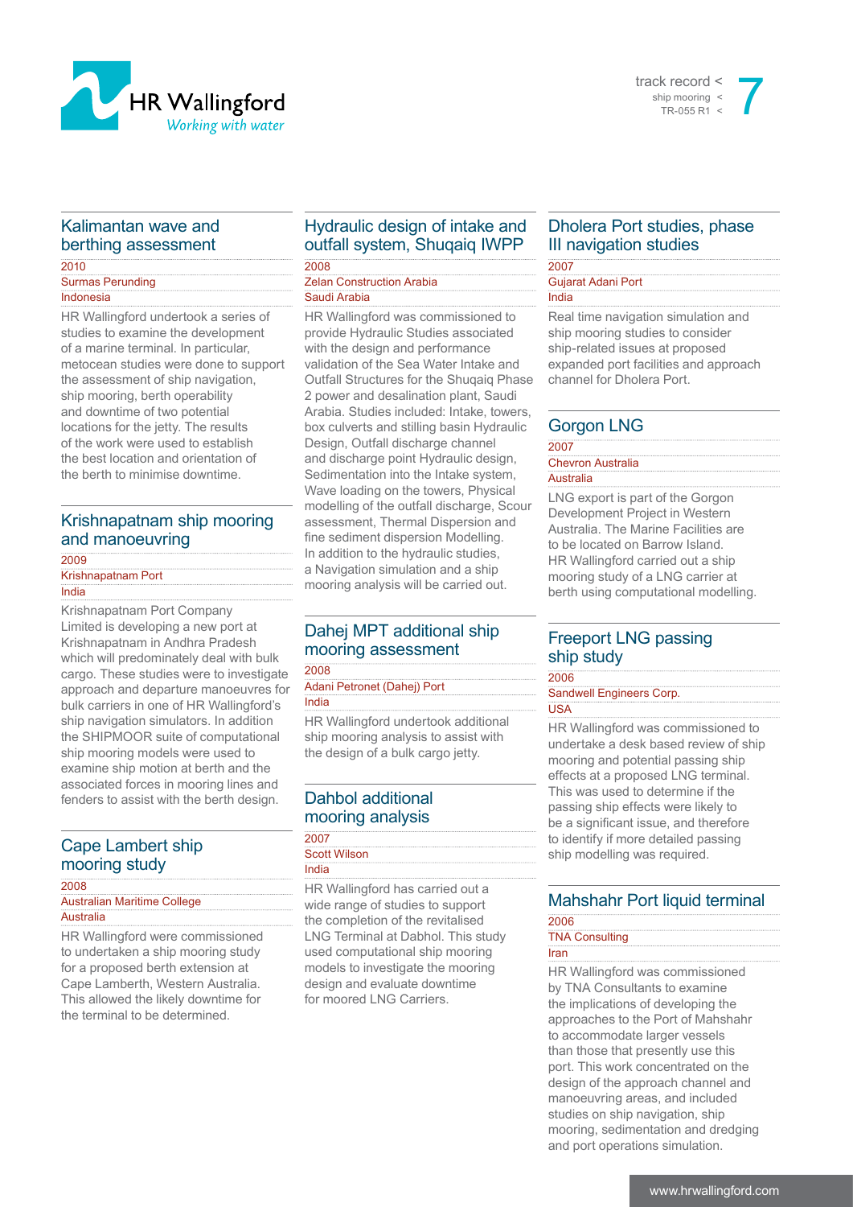## Kalimantan wave and berthing assessment

2010
Surmas Perunding
Indonesia

HR Wallingford undertook a series of studies to examine the development of a marine terminal. In particular, metocean studies were done to support the assessment of ship navigation, ship mooring, berth operability and downtime of two potential locations for the jetty. The results of the work were used to establish the best location and orientation of the berth to minimise downtime.

## Krishnapatnam ship mooring and manoeuvring

2009
Krishnapatnam Port
India

Krishnapatnam Port Company Limited is developing a new port at Krishnapatnam in Andhra Pradesh which will predominately deal with bulk cargo. These studies were to investigate approach and departure manoeuvres for bulk carriers in one of HR Wallingford's ship navigation simulators. In addition the SHIPMOOR suite of computational ship mooring models were used to examine ship motion at berth and the associated forces in mooring lines and fenders to assist with the berth design.

## Cape Lambert ship mooring study

2008
Australian Maritime College
Australia

HR Wallingford were commissioned to undertaken a ship mooring study for a proposed berth extension at Cape Lamberth, Western Australia. This allowed the likely downtime for the terminal to be determined.

## Hydraulic design of intake and outfall system, Shuqaiq IWPP

2008
Zelan Construction Arabia
Saudi Arabia

HR Wallingford was commissioned to provide Hydraulic Studies associated with the design and performance validation of the Sea Water Intake and Outfall Structures for the Shuqaiq Phase 2 power and desalination plant, Saudi Arabia. Studies included: Intake, towers, box culverts and stilling basin Hydraulic Design, Outfall discharge channel and discharge point Hydraulic design, Sedimentation into the Intake system, Wave loading on the towers, Physical modelling of the outfall discharge, Scour assessment, Thermal Dispersion and fine sediment dispersion Modelling. In addition to the hydraulic studies, a Navigation simulation and a ship mooring analysis will be carried out.

## Dahej MPT additional ship mooring assessment

2008
Adani Petronet (Dahej) Port
India

HR Wallingford undertook additional ship mooring analysis to assist with the design of a bulk cargo jetty.

## Dahbol additional mooring analysis

2007
Scott Wilson
India

HR Wallingford has carried out a wide range of studies to support the completion of the revitalised LNG Terminal at Dabhol. This study used computational ship mooring models to investigate the mooring design and evaluate downtime for moored LNG Carriers.

## Dholera Port studies, phase III navigation studies

2007
Gujarat Adani Port
India

Real time navigation simulation and ship mooring studies to consider ship-related issues at proposed expanded port facilities and approach channel for Dholera Port.

## Gorgon LNG

2007
Chevron Australia
Australia

LNG export is part of the Gorgon Development Project in Western Australia. The Marine Facilities are to be located on Barrow Island. HR Wallingford carried out a ship mooring study of a LNG carrier at berth using computational modelling.

## Freeport LNG passing ship study

2006
Sandwell Engineers Corp.
USA

HR Wallingford was commissioned to undertake a desk based review of ship mooring and potential passing ship effects at a proposed LNG terminal. This was used to determine if the passing ship effects were likely to be a significant issue, and therefore to identify if more detailed passing ship modelling was required.

## Mahshahr Port liquid terminal

2006
TNA Consulting
Iran

HR Wallingford was commissioned by TNA Consultants to examine the implications of developing the approaches to the Port of Mahshahr to accommodate larger vessels than those that presently use this port. This work concentrated on the design of the approach channel and manoeuvring areas, and included studies on ship navigation, ship mooring, sedimentation and dredging and port operations simulation.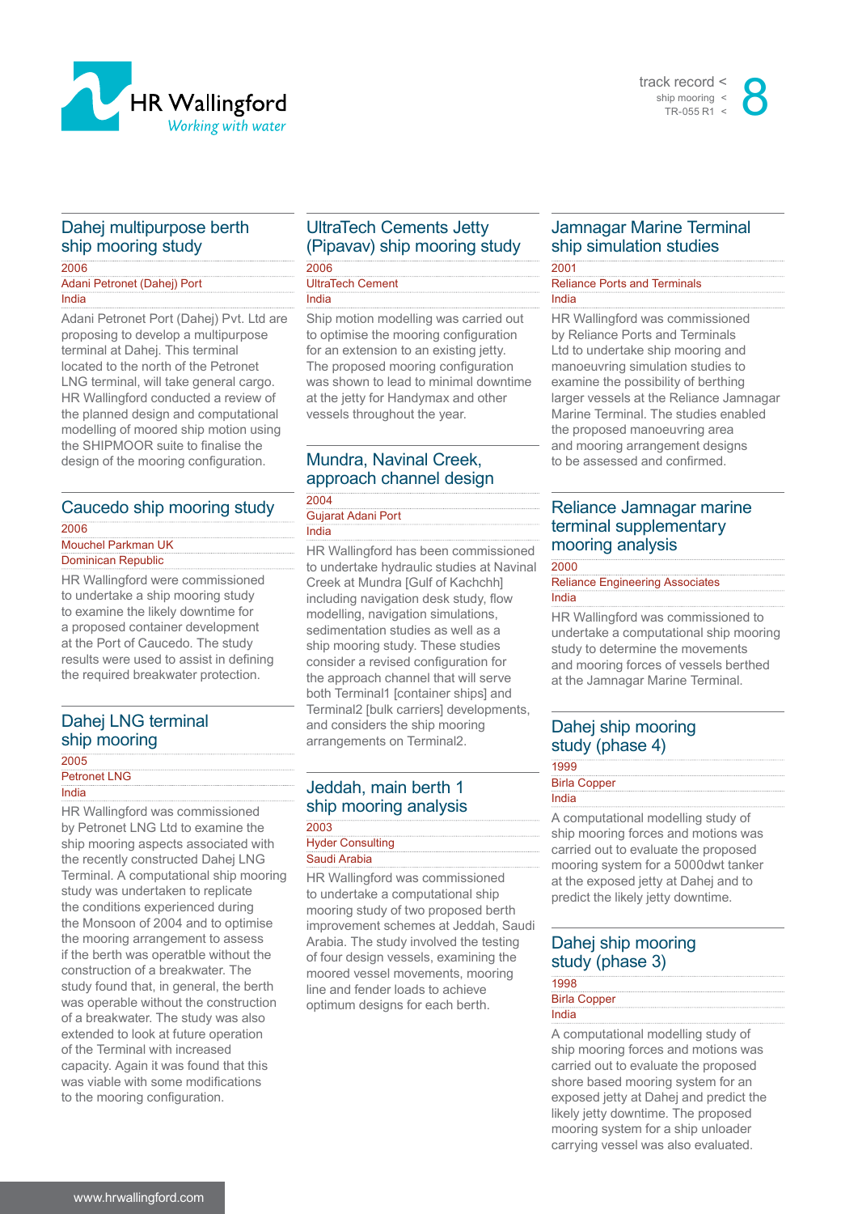## Dahej multipurpose berth ship mooring study

2006

Adani Petronet (Dahej) Port

India

Adani Petronet Port (Dahej) Pvt. Ltd are proposing to develop a multipurpose terminal at Dahej. This terminal located to the north of the Petronet LNG terminal, will take general cargo. HR Wallingford conducted a review of the planned design and computational modelling of moored ship motion using the SHIPMOOR suite to finalise the design of the mooring configuration.

## Caucedo ship mooring study

2006

Mouchel Parkman UK

Dominican Republic

HR Wallingford were commissioned to undertake a ship mooring study to examine the likely downtime for a proposed container development at the Port of Caucedo. The study results were used to assist in defining the required breakwater protection.

## Dahej LNG terminal ship mooring

2005

Petronet LNG

India

HR Wallingford was commissioned by Petronet LNG Ltd to examine the ship mooring aspects associated with the recently constructed Dahej LNG Terminal. A computational ship mooring study was undertaken to replicate the conditions experienced during the Monsoon of 2004 and to optimise the mooring arrangement to assess if the berth was operatble without the construction of a breakwater. The study found that, in general, the berth was operable without the construction of a breakwater. The study was also extended to look at future operation of the Terminal with increased capacity. Again it was found that this was viable with some modifications to the mooring configuration.

## UltraTech Cements Jetty (Pipavav) ship mooring study

2006

UltraTech Cement

India

Ship motion modelling was carried out to optimise the mooring configuration for an extension to an existing jetty. The proposed mooring configuration was shown to lead to minimal downtime at the jetty for Handymax and other vessels throughout the year.

## Mundra, Navinal Creek, approach channel design

2004

Gujarat Adani Port

India

HR Wallingford has been commissioned to undertake hydraulic studies at Navinal Creek at Mundra [Gulf of Kachchh] including navigation desk study, flow modelling, navigation simulations, sedimentation studies as well as a ship mooring study. These studies consider a revised configuration for the approach channel that will serve both Terminal1 [container ships] and Terminal2 [bulk carriers] developments, and considers the ship mooring arrangements on Terminal2.

## Jeddah, main berth 1 ship mooring analysis

2003

Hyder Consulting

Saudi Arabia

HR Wallingford was commissioned to undertake a computational ship mooring study of two proposed berth improvement schemes at Jeddah, Saudi Arabia. The study involved the testing of four design vessels, examining the moored vessel movements, mooring line and fender loads to achieve optimum designs for each berth.

## Jamnagar Marine Terminal ship simulation studies

2001

Reliance Ports and Terminals

India

HR Wallingford was commissioned by Reliance Ports and Terminals Ltd to undertake ship mooring and manoeuvring simulation studies to examine the possibility of berthing larger vessels at the Reliance Jamnagar Marine Terminal. The studies enabled the proposed manoeuvring area and mooring arrangement designs to be assessed and confirmed.

## Reliance Jamnagar marine terminal supplementary mooring analysis

2000

Reliance Engineering Associates

India

HR Wallingford was commissioned to undertake a computational ship mooring study to determine the movements and mooring forces of vessels berthed at the Jamnagar Marine Terminal.

## Dahej ship mooring study (phase 4)

1999

Birla Copper

India

A computational modelling study of ship mooring forces and motions was carried out to evaluate the proposed mooring system for a 5000dwt tanker at the exposed jetty at Dahej and to predict the likely jetty downtime.

## Dahej ship mooring study (phase 3)

1998

Birla Copper

India

A computational modelling study of ship mooring forces and motions was carried out to evaluate the proposed shore based mooring system for an exposed jetty at Dahej and predict the likely jetty downtime. The proposed mooring system for a ship unloader carrying vessel was also evaluated.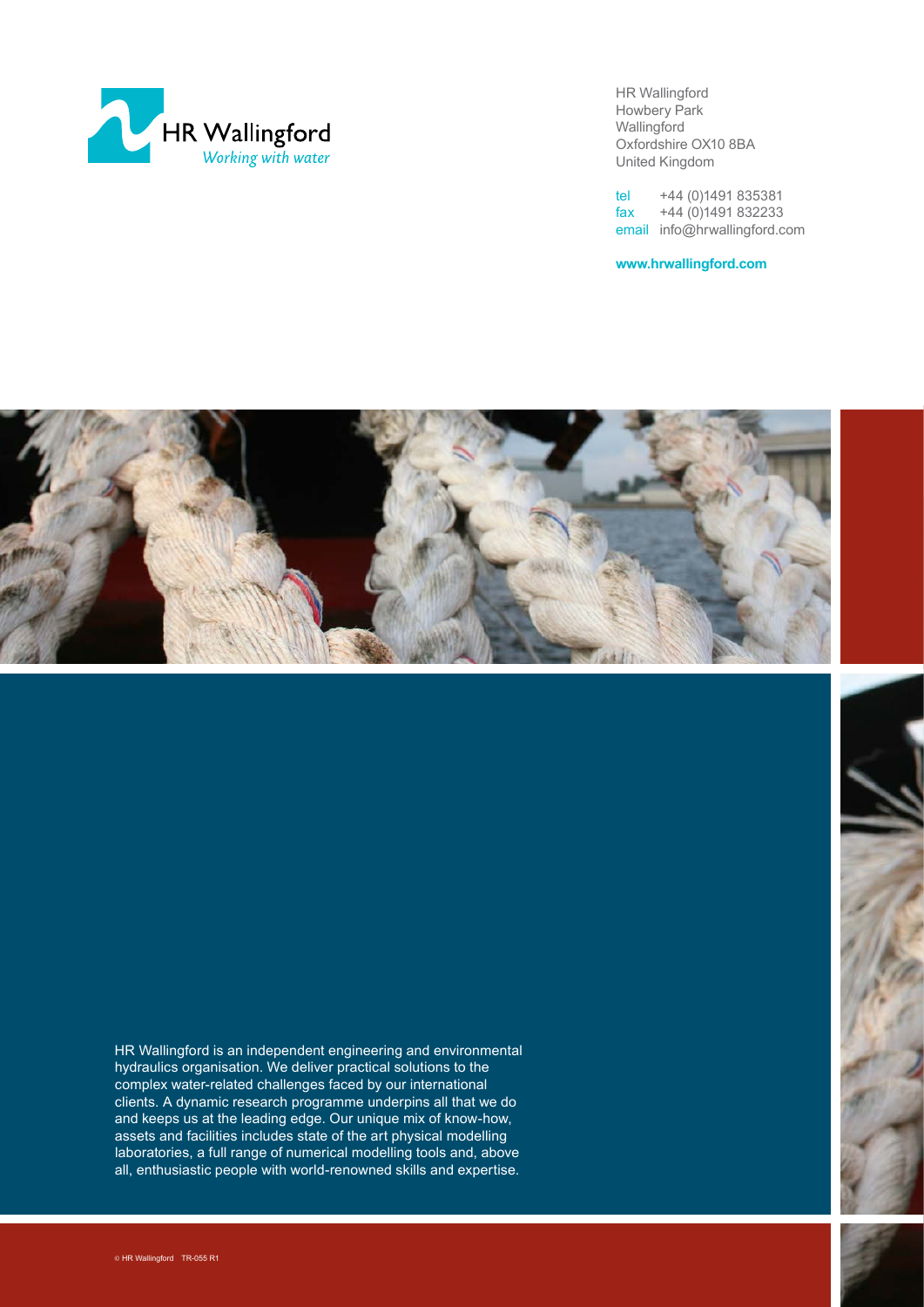HR Wallingford
Working with water

HR Wallingford
Howbery Park
Wallingford
Oxfordshire OX10 8BA
United Kingdom

tel +44 (0)1491 835381
fax +44 (0)1491 832233
email info@hrwallingford.com

**www.hrwallingford.com**

HR Wallingford is an independent engineering and environmental hydraulics organisation. We deliver practical solutions to the complex water-related challenges faced by our international clients. A dynamic research programme underpins all that we do and keeps us at the leading edge. Our unique mix of know-how, assets and facilities includes state of the art physical modelling laboratories, a full range of numerical modelling tools and, above all, enthusiastic people with world-renowned skills and expertise.

© HR Wallingford TR-055 R1